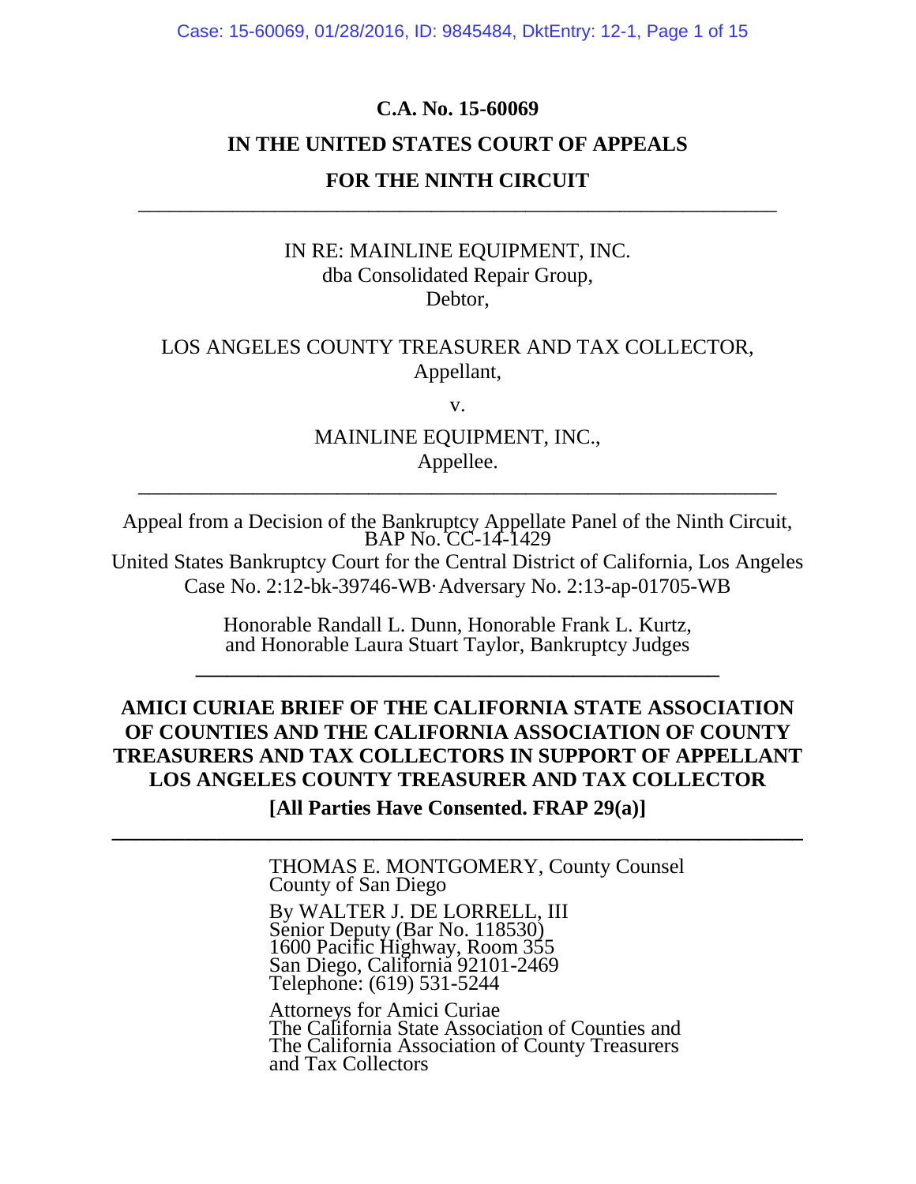**C.A. No. 15-60069**

**IN THE UNITED STATES COURT OF APPEALS**

**FOR THE NINTH CIRCUIT**

---

IN RE: MAINLINE EQUIPMENT, INC.
dba Consolidated Repair Group,
Debtor,

LOS ANGELES COUNTY TREASURER AND TAX COLLECTOR,
Appellant,

v.

MAINLINE EQUIPMENT, INC.,
Appellee.

---

Appeal from a Decision of the Bankruptcy Appellate Panel of the Ninth Circuit,
BAP No. CC-14-1429

United States Bankruptcy Court for the Central District of California, Los Angeles
Case No. 2:12-bk-39746-WB·Adversary No. 2:13-ap-01705-WB

Honorable Randall L. Dunn, Honorable Frank L. Kurtz,
and Honorable Laura Stuart Taylor, Bankruptcy Judges

---

**AMICI CURIAE BRIEF OF THE CALIFORNIA STATE ASSOCIATION OF COUNTIES AND THE CALIFORNIA ASSOCIATION OF COUNTY TREASURERS AND TAX COLLECTORS IN SUPPORT OF APPELLANT LOS ANGELES COUNTY TREASURER AND TAX COLLECTOR**

**[All Parties Have Consented. FRAP 29(a)]**

---

THOMAS E. MONTGOMERY, County Counsel
County of San Diego

By WALTER J. DE LORRELL, III
Senior Deputy (Bar No. 118530)
1600 Pacific Highway, Room 355
San Diego, California 92101-2469
Telephone: (619) 531-5244

Attorneys for Amici Curiae
The California State Association of Counties and
The California Association of County Treasurers
and Tax Collectors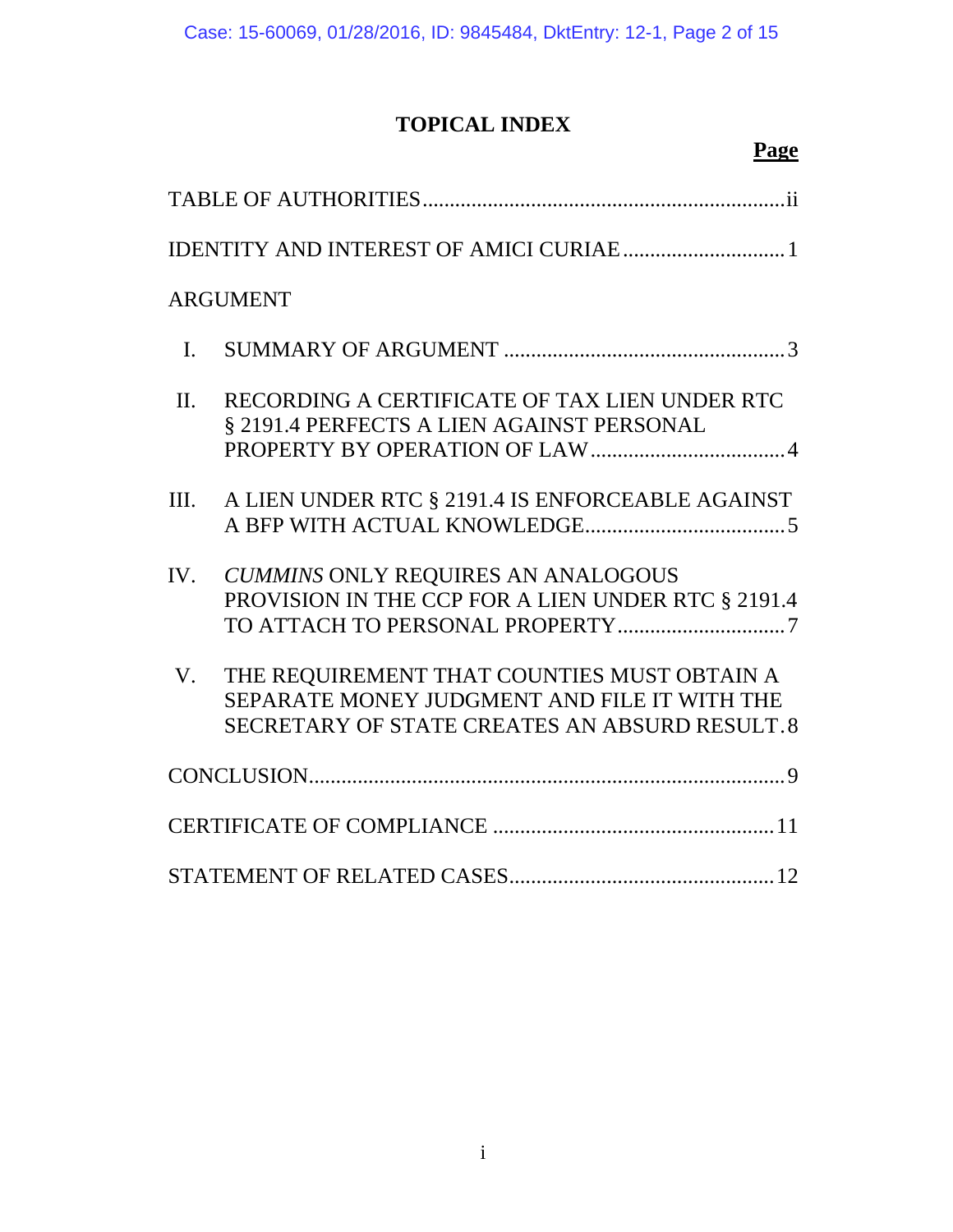# TOPICAL INDEX

**Page**

TABLE OF AUTHORITIES ..... ii

IDENTITY AND INTEREST OF AMICI CURIAE ..... 1

ARGUMENT

I. SUMMARY OF ARGUMENT ..... 3

II. RECORDING A CERTIFICATE OF TAX LIEN UNDER RTC § 2191.4 PERFECTS A LIEN AGAINST PERSONAL PROPERTY BY OPERATION OF LAW ..... 4

III. A LIEN UNDER RTC § 2191.4 IS ENFORCEABLE AGAINST A BFP WITH ACTUAL KNOWLEDGE ..... 5

IV. *CUMMINS* ONLY REQUIRES AN ANALOGOUS PROVISION IN THE CCP FOR A LIEN UNDER RTC § 2191.4 TO ATTACH TO PERSONAL PROPERTY ..... 7

V. THE REQUIREMENT THAT COUNTIES MUST OBTAIN A SEPARATE MONEY JUDGMENT AND FILE IT WITH THE SECRETARY OF STATE CREATES AN ABSURD RESULT ..... 8

CONCLUSION ..... 9

CERTIFICATE OF COMPLIANCE ..... 11

STATEMENT OF RELATED CASES ..... 12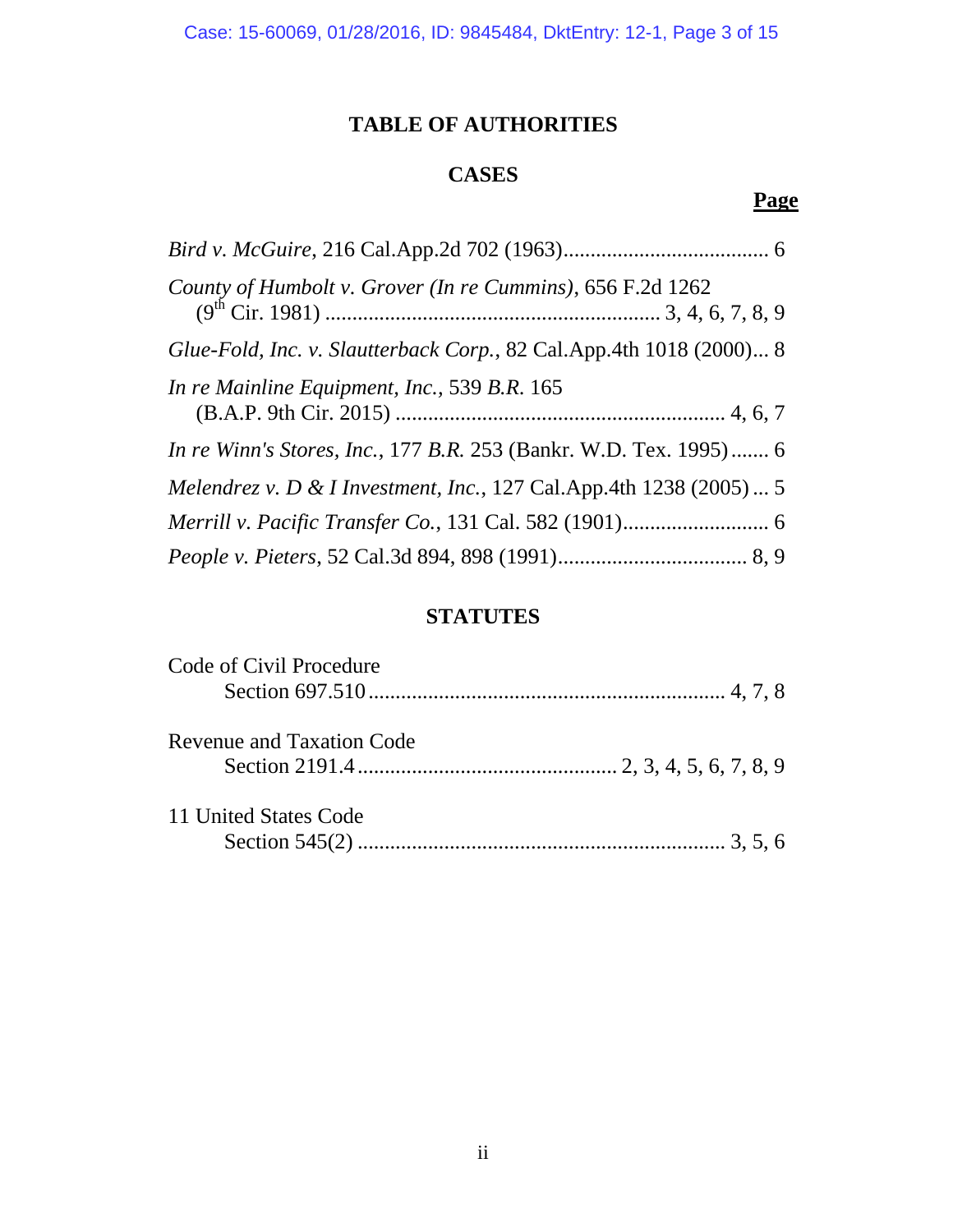# TABLE OF AUTHORITIES

## CASES

**Page**

*Bird v. McGuire*, 216 Cal.App.2d 702 (1963)...................................... 6

*County of Humbolt v. Grover (In re Cummins)*, 656 F.2d 1262 (9th Cir. 1981) ............................................................ 3, 4, 6, 7, 8, 9

*Glue-Fold, Inc. v. Slatterback Corp.*, 82 Cal.App.4th 1018 (2000)... 8

*In re Mainline Equipment, Inc.*, 539 *B.R.* 165 (B.A.P. 9th Cir. 2015) ............................................................. 4, 6, 7

*In re Winn's Stores, Inc.*, 177 *B.R.* 253 (Bankr. W.D. Tex. 1995)....... 6

*Melendrez v. D & I Investment, Inc.*, 127 Cal.App.4th 1238 (2005)... 5

*Merrill v. Pacific Transfer Co.*, 131 Cal. 582 (1901)........................... 6

*People v. Pieters*, 52 Cal.3d 894, 898 (1991)................................... 8, 9

## STATUTES

Code of Civil Procedure
Section 697.510.................................................................. 4, 7, 8

Revenue and Taxation Code
Section 2191.4................................................ 2, 3, 4, 5, 6, 7, 8, 9

11 United States Code
Section 545(2) .................................................................... 3, 5, 6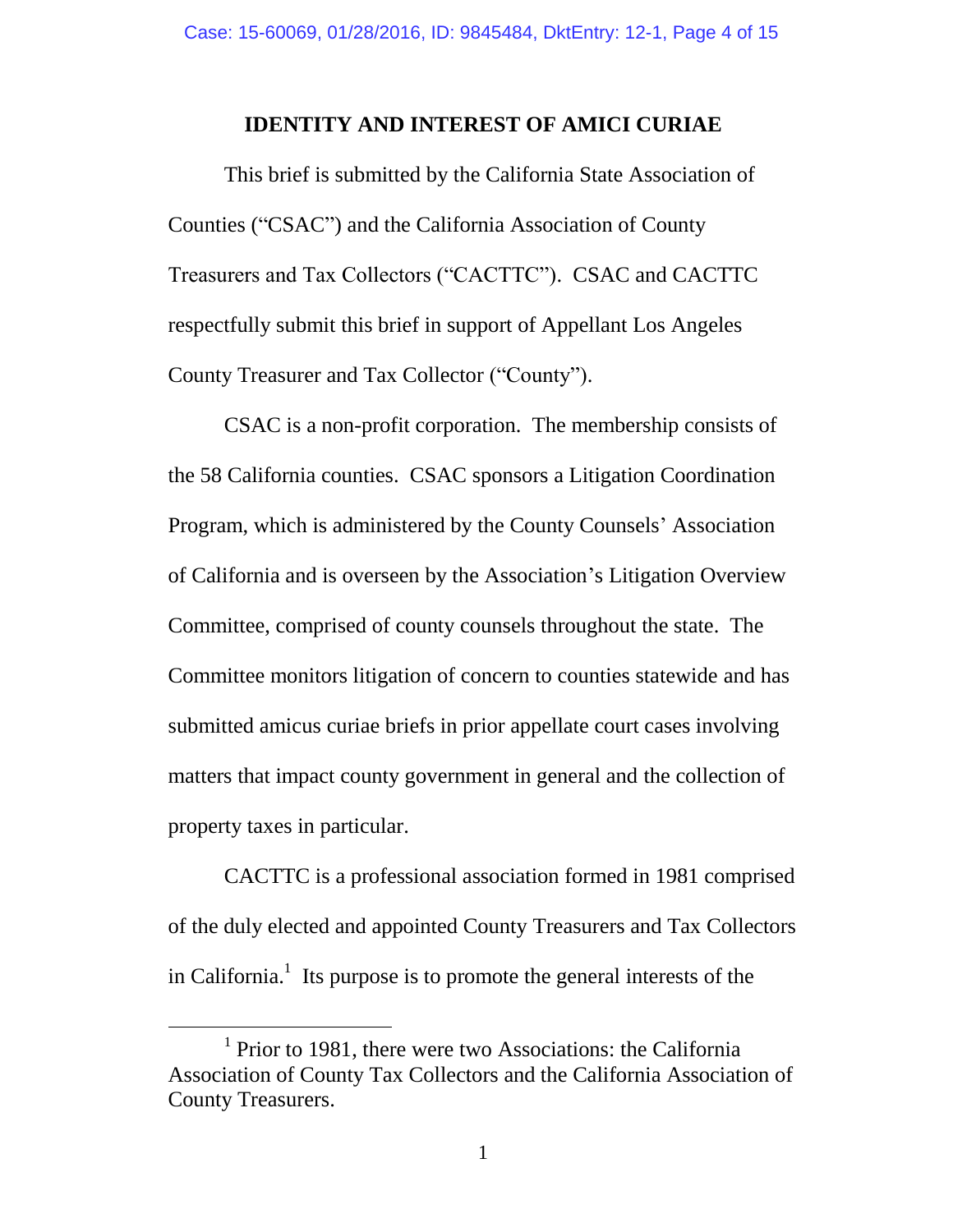## IDENTITY AND INTEREST OF AMICI CURIAE

This brief is submitted by the California State Association of Counties ("CSAC") and the California Association of County Treasurers and Tax Collectors ("CACTTC"). CSAC and CACTTC respectfully submit this brief in support of Appellant Los Angeles County Treasurer and Tax Collector ("County").

CSAC is a non-profit corporation. The membership consists of the 58 California counties. CSAC sponsors a Litigation Coordination Program, which is administered by the County Counsels' Association of California and is overseen by the Association's Litigation Overview Committee, comprised of county counsels throughout the state. The Committee monitors litigation of concern to counties statewide and has submitted amicus curiae briefs in prior appellate court cases involving matters that impact county government in general and the collection of property taxes in particular.

CACTTC is a professional association formed in 1981 comprised of the duly elected and appointed County Treasurers and Tax Collectors in California.[1] Its purpose is to promote the general interests of the

[1] Prior to 1981, there were two Associations: the California Association of County Tax Collectors and the California Association of County Treasurers.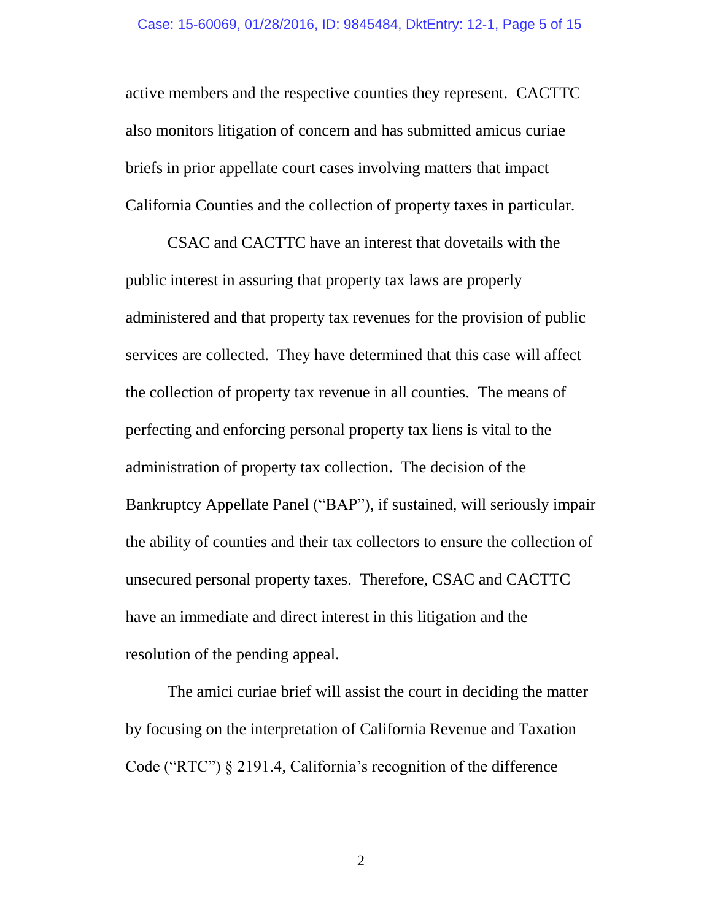active members and the respective counties they represent. CACTTC also monitors litigation of concern and has submitted amicus curiae briefs in prior appellate court cases involving matters that impact California Counties and the collection of property taxes in particular.

CSAC and CACTTC have an interest that dovetails with the public interest in assuring that property tax laws are properly administered and that property tax revenues for the provision of public services are collected. They have determined that this case will affect the collection of property tax revenue in all counties. The means of perfecting and enforcing personal property tax liens is vital to the administration of property tax collection. The decision of the Bankruptcy Appellate Panel ("BAP"), if sustained, will seriously impair the ability of counties and their tax collectors to ensure the collection of unsecured personal property taxes. Therefore, CSAC and CACTTC have an immediate and direct interest in this litigation and the resolution of the pending appeal.

The amici curiae brief will assist the court in deciding the matter by focusing on the interpretation of California Revenue and Taxation Code ("RTC") § 2191.4, California's recognition of the difference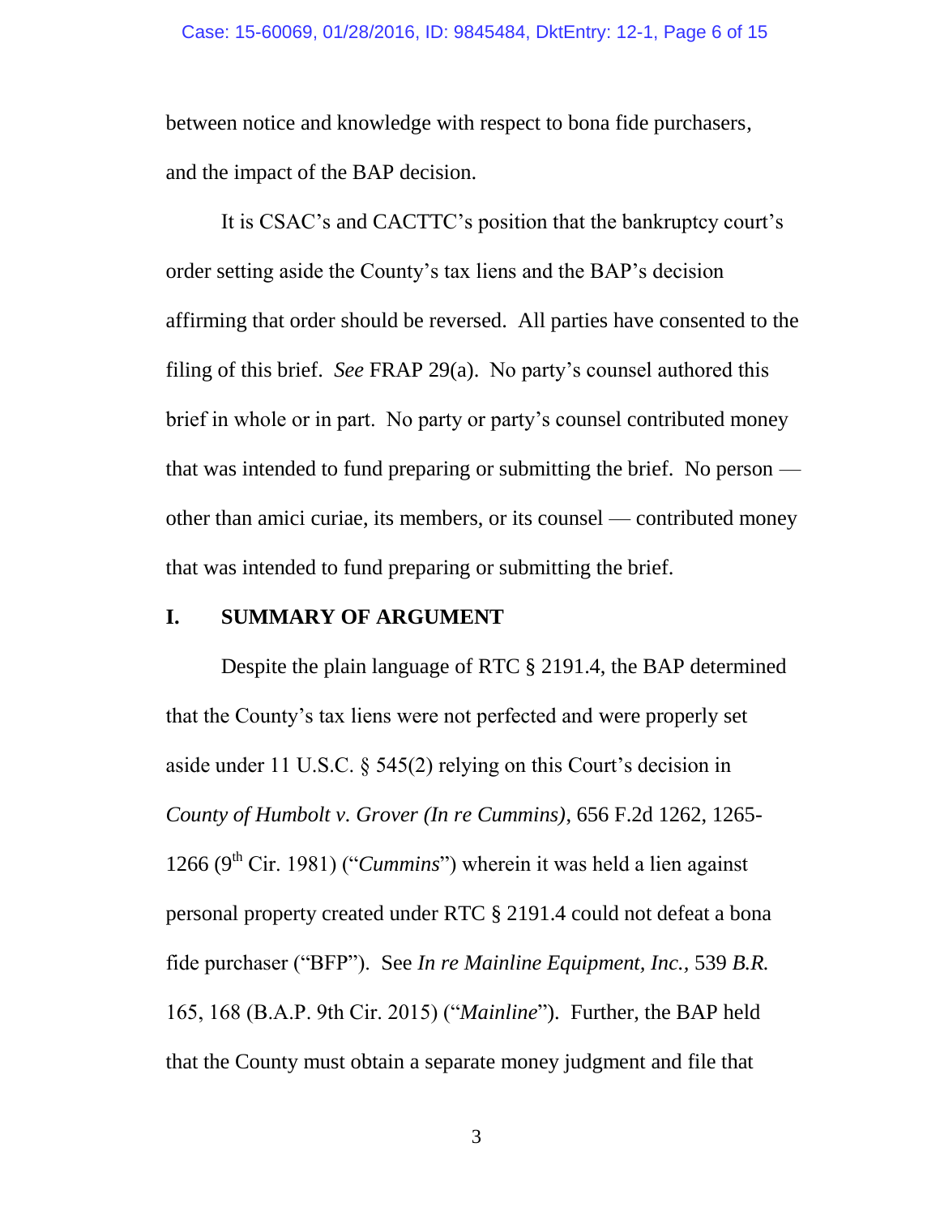between notice and knowledge with respect to bona fide purchasers, and the impact of the BAP decision.

It is CSAC's and CACTTC's position that the bankruptcy court's order setting aside the County's tax liens and the BAP's decision affirming that order should be reversed. All parties have consented to the filing of this brief. *See* FRAP 29(a). No party's counsel authored this brief in whole or in part. No party or party's counsel contributed money that was intended to fund preparing or submitting the brief. No person — other than amici curiae, its members, or its counsel — contributed money that was intended to fund preparing or submitting the brief.

## I. SUMMARY OF ARGUMENT

Despite the plain language of RTC § 2191.4, the BAP determined that the County's tax liens were not perfected and were properly set aside under 11 U.S.C. § 545(2) relying on this Court's decision in *County of Humbolt v. Grover (In re Cummins)*, 656 F.2d 1262, 1265-1266 (9th Cir. 1981) ("*Cummins*") wherein it was held a lien against personal property created under RTC § 2191.4 could not defeat a bona fide purchaser ("BFP"). See *In re Mainline Equipment, Inc.*, 539 *B.R.* 165, 168 (B.A.P. 9th Cir. 2015) ("*Mainline*"). Further, the BAP held that the County must obtain a separate money judgment and file that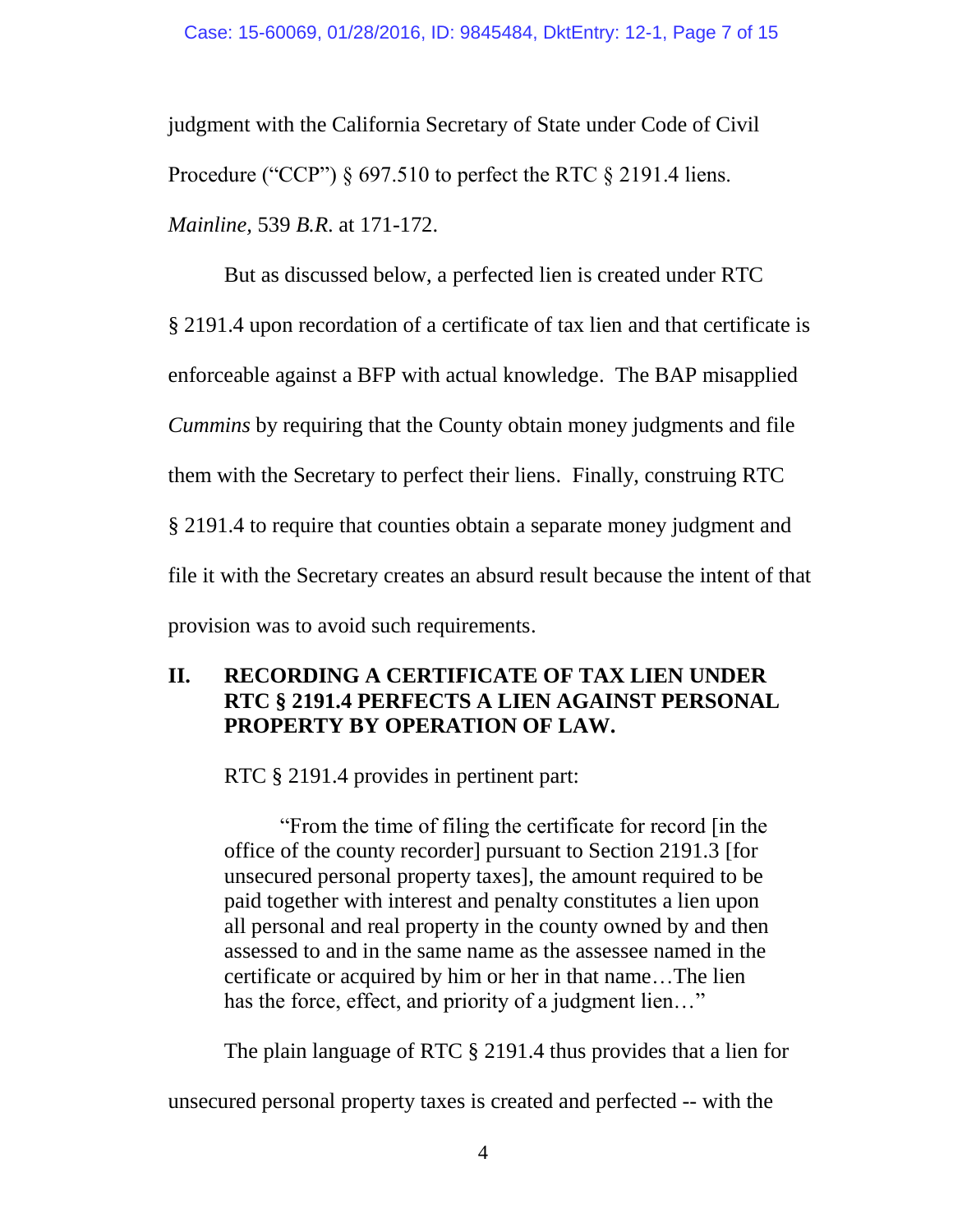judgment with the California Secretary of State under Code of Civil Procedure ("CCP") § 697.510 to perfect the RTC § 2191.4 liens. *Mainline,* 539 *B.R.* at 171-172.

But as discussed below, a perfected lien is created under RTC § 2191.4 upon recordation of a certificate of tax lien and that certificate is enforceable against a BFP with actual knowledge. The BAP misapplied *Cummins* by requiring that the County obtain money judgments and file them with the Secretary to perfect their liens. Finally, construing RTC § 2191.4 to require that counties obtain a separate money judgment and file it with the Secretary creates an absurd result because the intent of that provision was to avoid such requirements.

## II. RECORDING A CERTIFICATE OF TAX LIEN UNDER RTC § 2191.4 PERFECTS A LIEN AGAINST PERSONAL PROPERTY BY OPERATION OF LAW.

RTC § 2191.4 provides in pertinent part:

> "From the time of filing the certificate for record [in the office of the county recorder] pursuant to Section 2191.3 [for unsecured personal property taxes], the amount required to be paid together with interest and penalty constitutes a lien upon all personal and real property in the county owned by and then assessed to and in the same name as the assessee named in the certificate or acquired by him or her in that name…The lien has the force, effect, and priority of a judgment lien…"

The plain language of RTC § 2191.4 thus provides that a lien for unsecured personal property taxes is created and perfected -- with the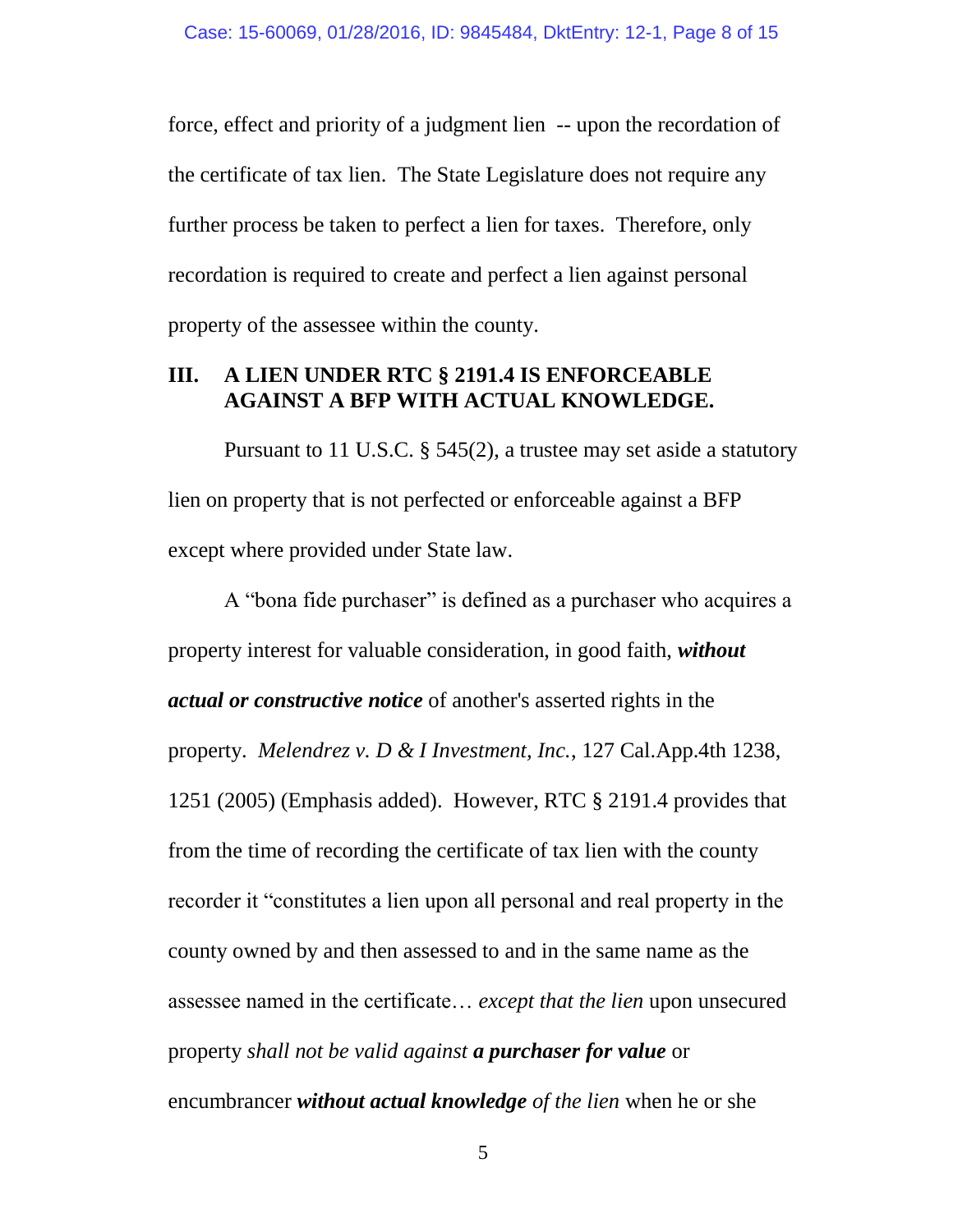force, effect and priority of a judgment lien -- upon the recordation of the certificate of tax lien. The State Legislature does not require any further process be taken to perfect a lien for taxes. Therefore, only recordation is required to create and perfect a lien against personal property of the assessee within the county.

## III. A LIEN UNDER RTC § 2191.4 IS ENFORCEABLE AGAINST A BFP WITH ACTUAL KNOWLEDGE.

Pursuant to 11 U.S.C. § 545(2), a trustee may set aside a statutory lien on property that is not perfected or enforceable against a BFP except where provided under State law.

A "bona fide purchaser" is defined as a purchaser who acquires a property interest for valuable consideration, in good faith, ***without actual or constructive notice*** of another's asserted rights in the property. *Melendrez v. D & I Investment, Inc.*, 127 Cal.App.4th 1238, 1251 (2005) (Emphasis added). However, RTC § 2191.4 provides that from the time of recording the certificate of tax lien with the county recorder it "constitutes a lien upon all personal and real property in the county owned by and then assessed to and in the same name as the assessee named in the certificate… *except that the lien* upon unsecured property *shall not be valid against* ***a purchaser for value*** or encumbrancer ***without actual knowledge*** *of the lien* when he or she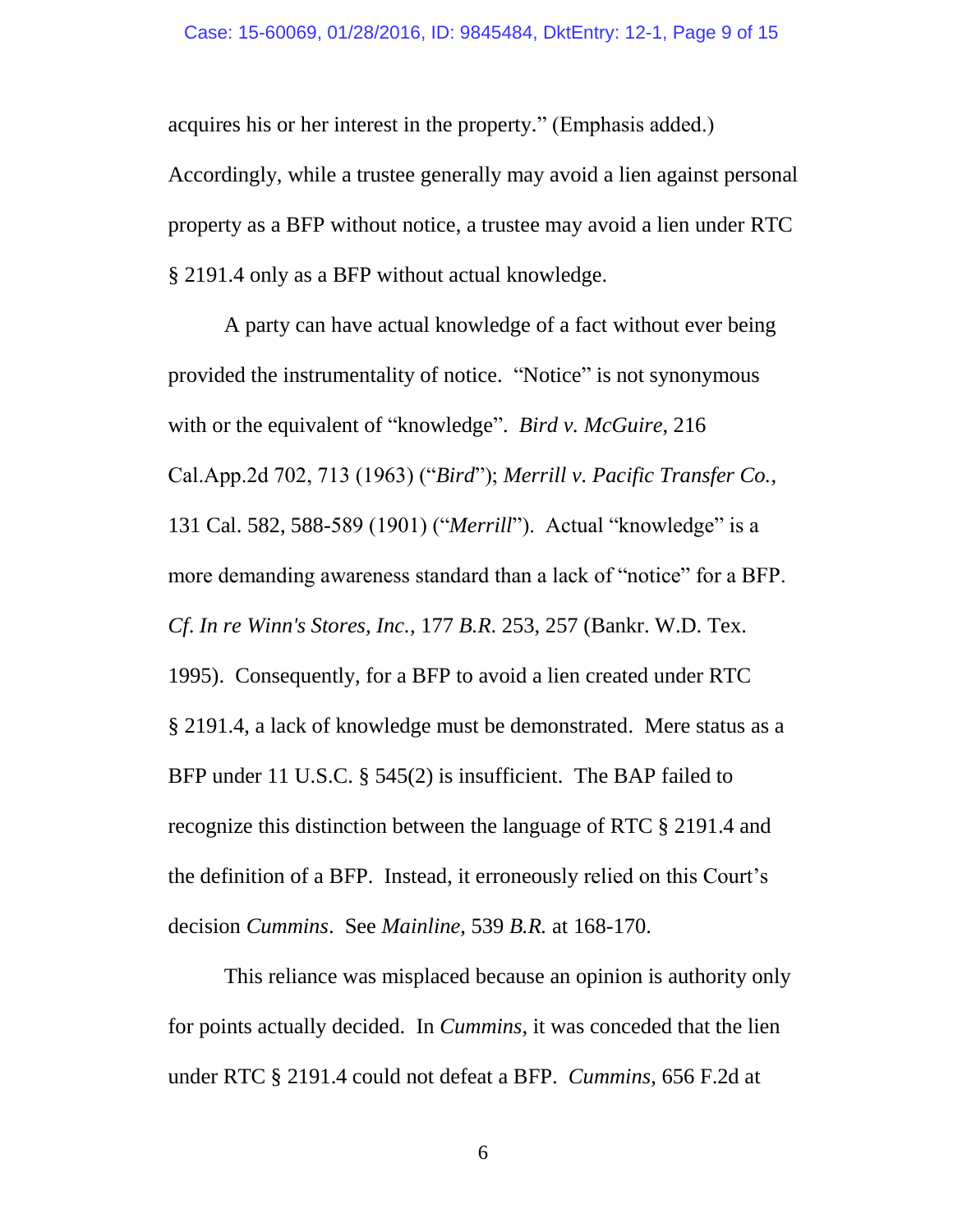acquires his or her interest in the property." (Emphasis added.) Accordingly, while a trustee generally may avoid a lien against personal property as a BFP without notice, a trustee may avoid a lien under RTC § 2191.4 only as a BFP without actual knowledge.

A party can have actual knowledge of a fact without ever being provided the instrumentality of notice. "Notice" is not synonymous with or the equivalent of "knowledge". *Bird v. McGuire*, 216 Cal.App.2d 702, 713 (1963) ("*Bird*"); *Merrill v. Pacific Transfer Co.*, 131 Cal. 582, 588-589 (1901) ("*Merrill*"). Actual "knowledge" is a more demanding awareness standard than a lack of "notice" for a BFP. *Cf. In re Winn's Stores, Inc.*, 177 *B.R.* 253, 257 (Bankr. W.D. Tex. 1995). Consequently, for a BFP to avoid a lien created under RTC § 2191.4, a lack of knowledge must be demonstrated. Mere status as a BFP under 11 U.S.C. § 545(2) is insufficient. The BAP failed to recognize this distinction between the language of RTC § 2191.4 and the definition of a BFP. Instead, it erroneously relied on this Court's decision *Cummins*. See *Mainline,* 539 *B.R.* at 168-170.

This reliance was misplaced because an opinion is authority only for points actually decided. In *Cummins*, it was conceded that the lien under RTC § 2191.4 could not defeat a BFP. *Cummins*, 656 F.2d at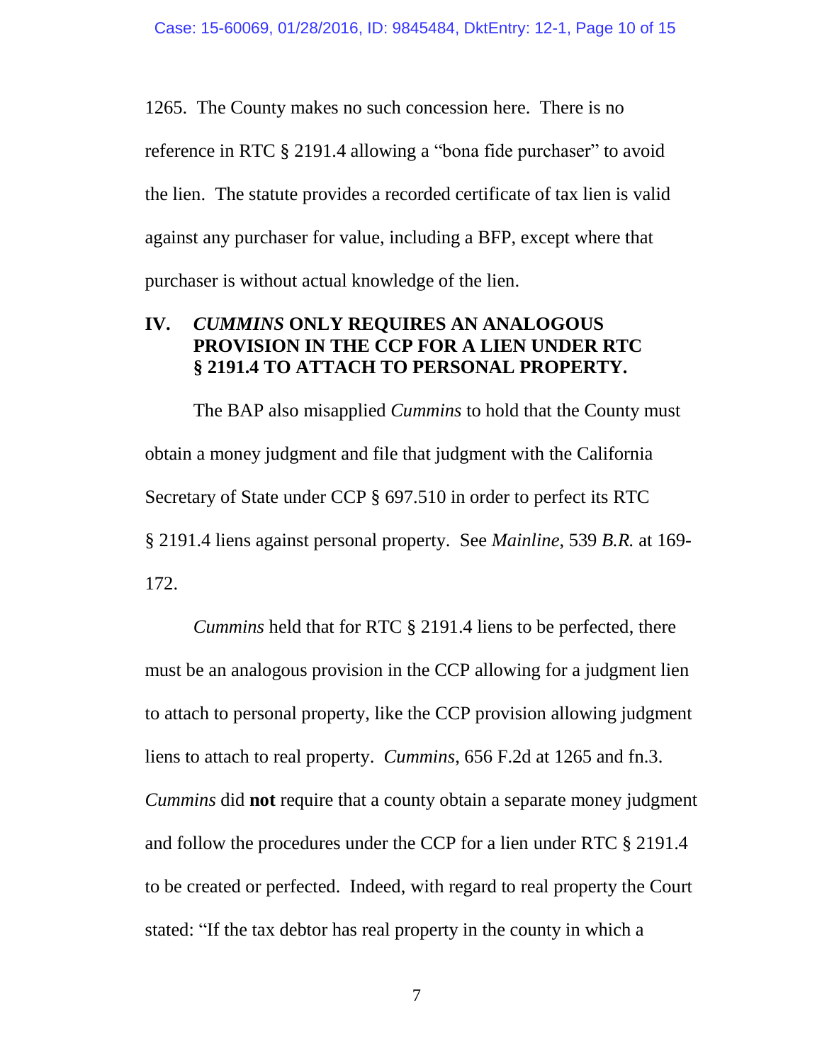1265. The County makes no such concession here. There is no reference in RTC § 2191.4 allowing a "bona fide purchaser" to avoid the lien. The statute provides a recorded certificate of tax lien is valid against any purchaser for value, including a BFP, except where that purchaser is without actual knowledge of the lien.

## IV. *CUMMINS* ONLY REQUIRES AN ANALOGOUS PROVISION IN THE CCP FOR A LIEN UNDER RTC § 2191.4 TO ATTACH TO PERSONAL PROPERTY.

The BAP also misapplied *Cummins* to hold that the County must obtain a money judgment and file that judgment with the California Secretary of State under CCP § 697.510 in order to perfect its RTC § 2191.4 liens against personal property. See *Mainline*, 539 *B.R.* at 169-172.

*Cummins* held that for RTC § 2191.4 liens to be perfected, there must be an analogous provision in the CCP allowing for a judgment lien to attach to personal property, like the CCP provision allowing judgment liens to attach to real property. *Cummins*, 656 F.2d at 1265 and fn.3. *Cummins* did **not** require that a county obtain a separate money judgment and follow the procedures under the CCP for a lien under RTC § 2191.4 to be created or perfected. Indeed, with regard to real property the Court stated: "If the tax debtor has real property in the county in which a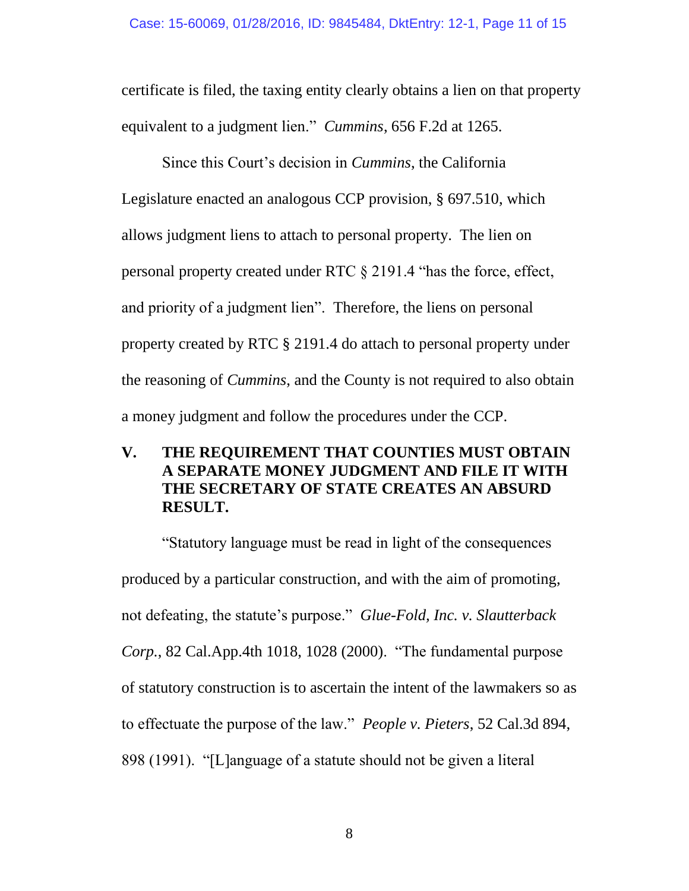certificate is filed, the taxing entity clearly obtains a lien on that property equivalent to a judgment lien." *Cummins*, 656 F.2d at 1265.

Since this Court's decision in *Cummins*, the California Legislature enacted an analogous CCP provision, § 697.510, which allows judgment liens to attach to personal property. The lien on personal property created under RTC § 2191.4 "has the force, effect, and priority of a judgment lien". Therefore, the liens on personal property created by RTC § 2191.4 do attach to personal property under the reasoning of *Cummins*, and the County is not required to also obtain a money judgment and follow the procedures under the CCP.

## V. THE REQUIREMENT THAT COUNTIES MUST OBTAIN A SEPARATE MONEY JUDGMENT AND FILE IT WITH THE SECRETARY OF STATE CREATES AN ABSURD RESULT.

"Statutory language must be read in light of the consequences produced by a particular construction, and with the aim of promoting, not defeating, the statute's purpose." *Glue-Fold, Inc. v. Slautterback Corp.*, 82 Cal.App.4th 1018, 1028 (2000). "The fundamental purpose of statutory construction is to ascertain the intent of the lawmakers so as to effectuate the purpose of the law." *People v. Pieters*, 52 Cal.3d 894, 898 (1991). "[L]anguage of a statute should not be given a literal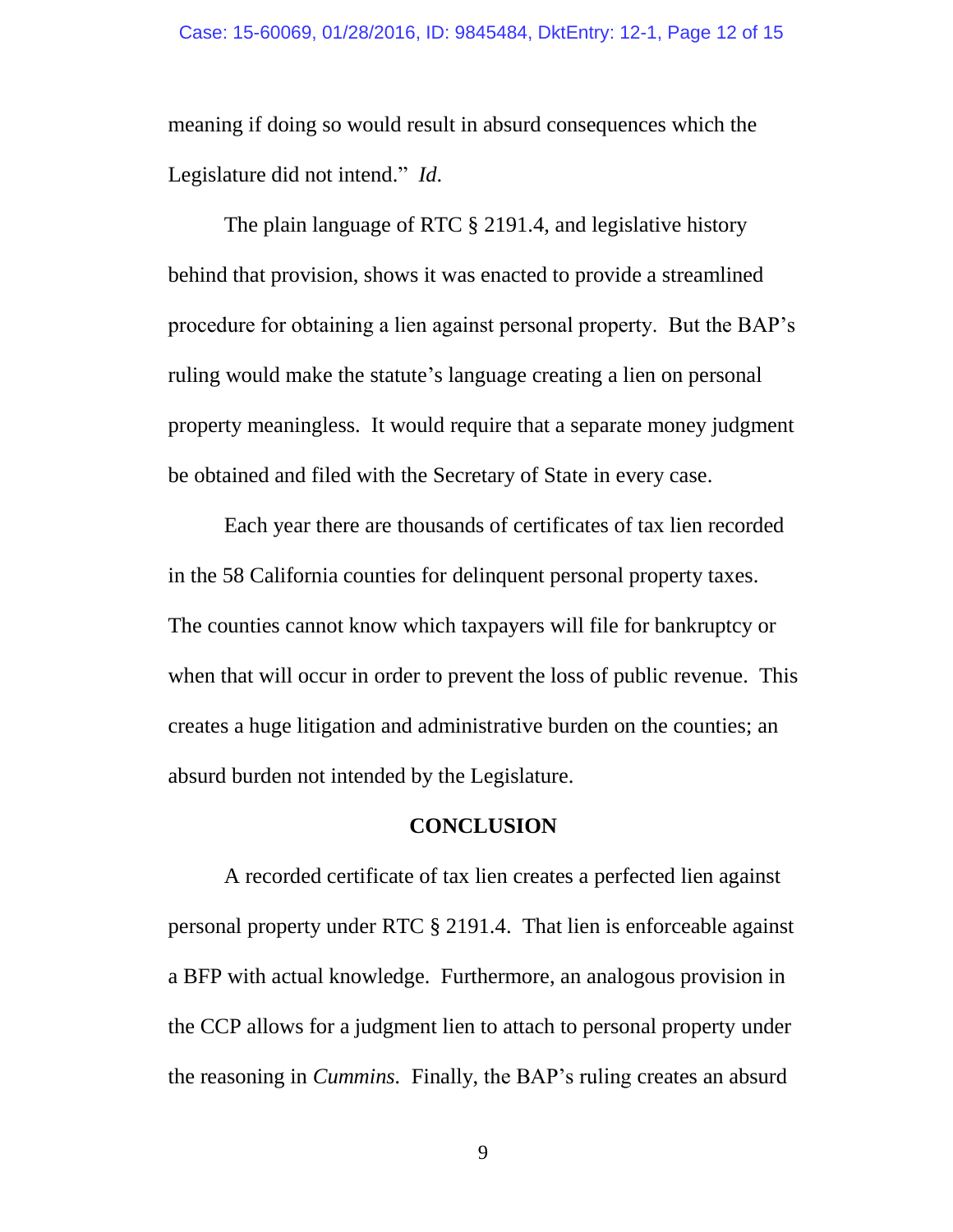meaning if doing so would result in absurd consequences which the Legislature did not intend." *Id*.

The plain language of RTC § 2191.4, and legislative history behind that provision, shows it was enacted to provide a streamlined procedure for obtaining a lien against personal property. But the BAP's ruling would make the statute's language creating a lien on personal property meaningless. It would require that a separate money judgment be obtained and filed with the Secretary of State in every case.

Each year there are thousands of certificates of tax lien recorded in the 58 California counties for delinquent personal property taxes. The counties cannot know which taxpayers will file for bankruptcy or when that will occur in order to prevent the loss of public revenue. This creates a huge litigation and administrative burden on the counties; an absurd burden not intended by the Legislature.

## CONCLUSION

A recorded certificate of tax lien creates a perfected lien against personal property under RTC § 2191.4. That lien is enforceable against a BFP with actual knowledge. Furthermore, an analogous provision in the CCP allows for a judgment lien to attach to personal property under the reasoning in *Cummins*. Finally, the BAP's ruling creates an absurd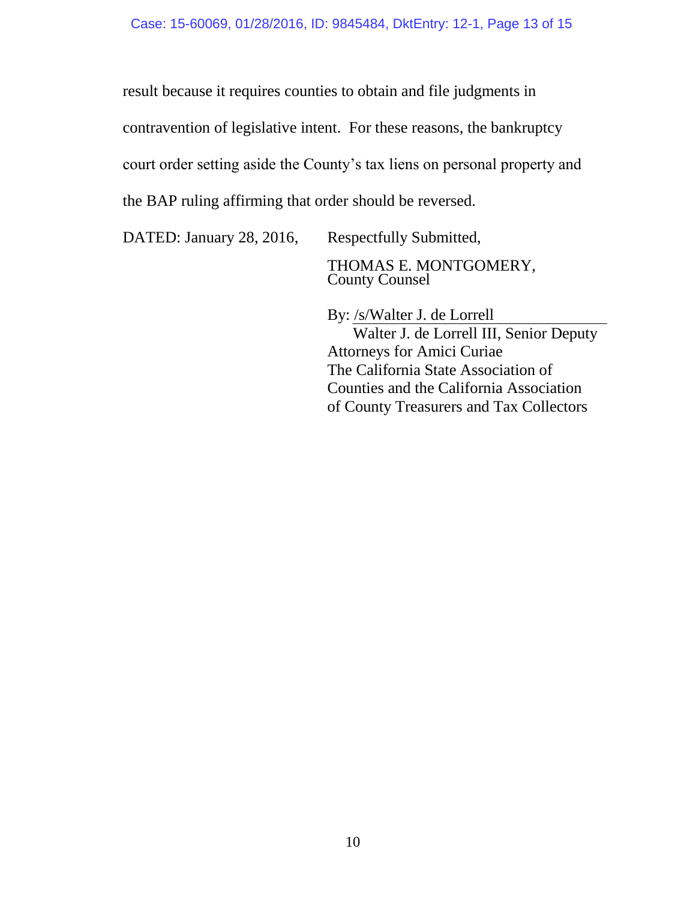result because it requires counties to obtain and file judgments in contravention of legislative intent. For these reasons, the bankruptcy court order setting aside the County's tax liens on personal property and the BAP ruling affirming that order should be reversed.

DATED: January 28, 2016,

Respectfully Submitted,

THOMAS E. MONTGOMERY,
County Counsel

By: /s/Walter J. de Lorrell
Walter J. de Lorrell III, Senior Deputy
Attorneys for Amici Curiae
The California State Association of Counties and the California Association of County Treasurers and Tax Collectors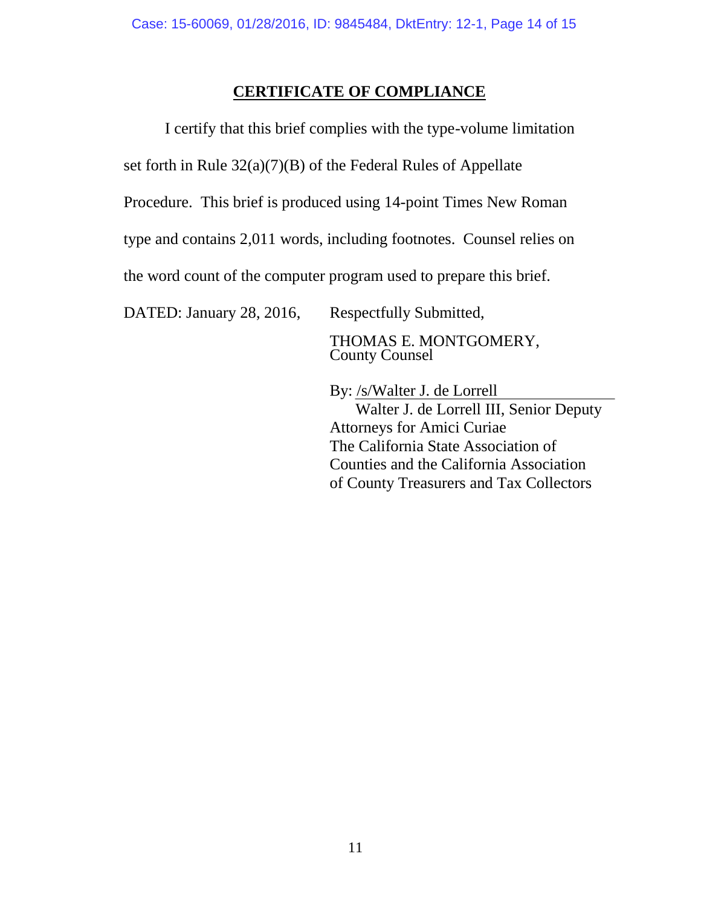## CERTIFICATE OF COMPLIANCE

I certify that this brief complies with the type-volume limitation set forth in Rule 32(a)(7)(B) of the Federal Rules of Appellate Procedure. This brief is produced using 14-point Times New Roman type and contains 2,011 words, including footnotes. Counsel relies on the word count of the computer program used to prepare this brief.

DATED: January 28, 2016,

Respectfully Submitted,

THOMAS E. MONTGOMERY,
County Counsel

By: /s/Walter J. de Lorrell
Walter J. de Lorrell III, Senior Deputy
Attorneys for Amici Curiae
The California State Association of Counties and the California Association of County Treasurers and Tax Collectors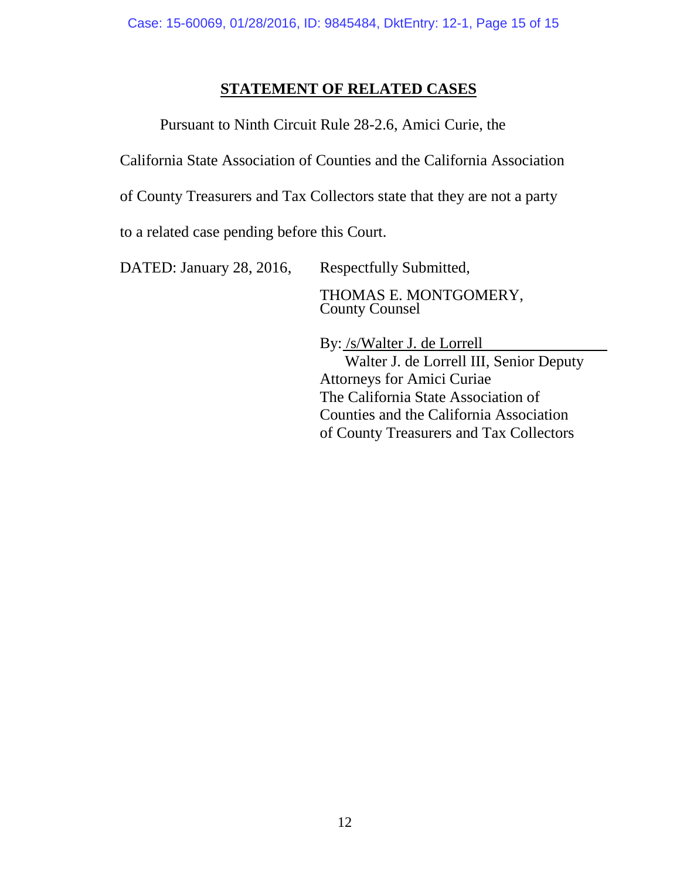## STATEMENT OF RELATED CASES

Pursuant to Ninth Circuit Rule 28-2.6, Amici Curie, the California State Association of Counties and the California Association of County Treasurers and Tax Collectors state that they are not a party to a related case pending before this Court.

DATED: January 28, 2016,

Respectfully Submitted,

THOMAS E. MONTGOMERY,
County Counsel

By: /s/Walter J. de Lorrell
Walter J. de Lorrell III, Senior Deputy
Attorneys for Amici Curiae
The California State Association of Counties and the California Association of County Treasurers and Tax Collectors